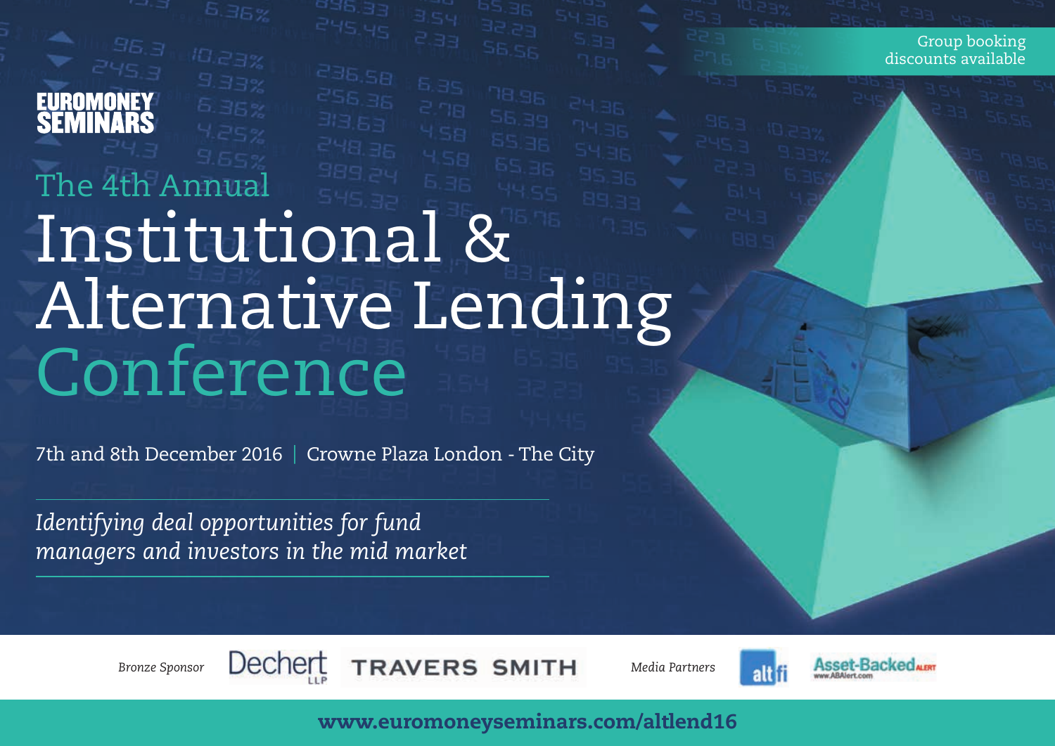Group booking discounts available

EUROMONEY SEMINARS

The 4th Annual

# Institutional & Alternative Lending Conference

7th and 8th December 2016 | Crowne Plaza London - The City

*Identifying deal opportunities for fund managers and investors in the mid market*

*Bronze Sponsor* Dechert LLP TRAVERS SMITH *Media Partners* altfi Asset-Backed Alert www.ABAlert.com

**www.euromoneyseminars.com/altlend16**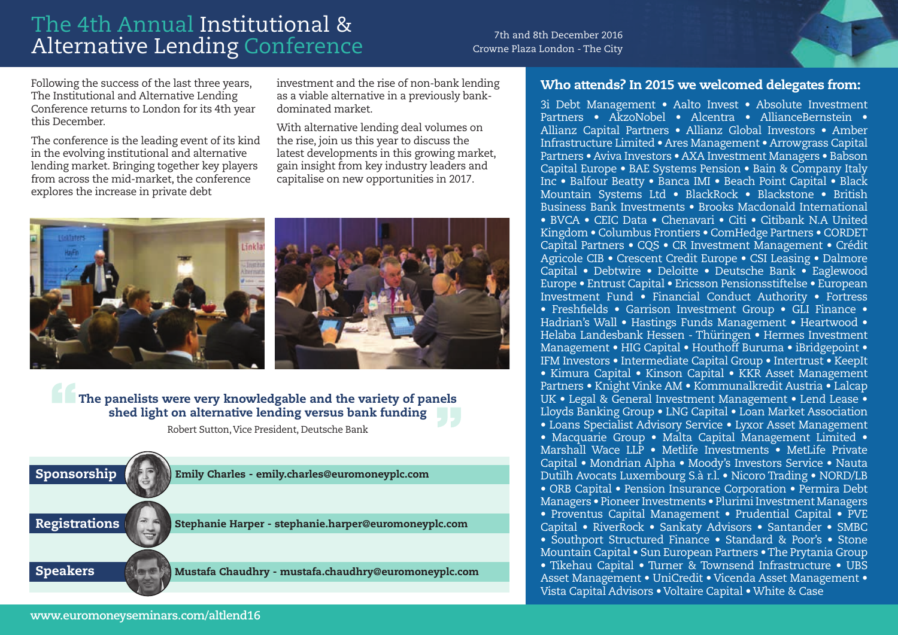# The 4th Annual Institutional & Alternative Lending Conference

7th and 8th December 2016
Crowne Plaza London - The City

Following the success of the last three years, The Institutional and Alternative Lending Conference returns to London for its 4th year this December.

The conference is the leading event of its kind in the evolving institutional and alternative lending market. Bringing together key players from across the mid-market, the conference explores the increase in private debt investment and the rise of non-bank lending as a viable alternative in a previously bank-dominated market.

With alternative lending deal volumes on the rise, join us this year to discuss the latest developments in this growing market, gain insight from key industry leaders and capitalise on new opportunities in 2017.

> **The panelists were very knowledgable and the variety of panels shed light on alternative lending versus bank funding**
>
> Robert Sutton, Vice President, Deutsche Bank

**Sponsorship** — Emily Charles - emily.charles@euromoneyplc.com

**Registrations** — Stephanie Harper - stephanie.harper@euromoneyplc.com

**Speakers** — Mustafa Chaudhry - mustafa.chaudhry@euromoneyplc.com

## Who attends? In 2015 we welcomed delegates from:

3i Debt Management • Aalto Invest • Absolute Investment Partners • AkzoNobel • Alcentra • AllianceBernstein • Allianz Capital Partners • Allianz Global Investors • Amber Infrastructure Limited • Ares Management • Arrowgrass Capital Partners • Aviva Investors • AXA Investment Managers • Babson Capital Europe • BAE Systems Pension • Bain & Company Italy Inc • Balfour Beatty • Banca IMI • Beach Point Capital • Black Mountain Systems Ltd • BlackRock • Blackstone • British Business Bank Investments • Brooks Macdonald International • BVCA • CEIC Data • Chenavari • Citi • Citibank N.A United Kingdom • Columbus Frontiers • ComHedge Partners • CORDET Capital Partners • CQS • CR Investment Management • Crédit Agricole CIB • Crescent Credit Europe • CSI Leasing • Dalmore Capital • Debtwire • Deloitte • Deutsche Bank • Eaglewood Europe • Entrust Capital • Ericsson Pensionsstiftelse • European Investment Fund • Financial Conduct Authority • Fortress • Freshfields • Garrison Investment Group • GLI Finance • Hadrian's Wall • Hastings Funds Management • Heartwood • Helaba Landesbank Hessen - Thüringen • Hermes Investment Management • HIG Capital • Houthoff Buruma • iBridgepoint • IFM Investors • Intermediate Capital Group • Intertrust • KeepIt • Kimura Capital • Kinson Capital • KKR Asset Management Partners • Knight Vinke AM • Kommunalkredit Austria • Lalcap UK • Legal & General Investment Management • Lend Lease • Lloyds Banking Group • LNG Capital • Loan Market Association • Loans Specialist Advisory Service • Lyxor Asset Management • Macquarie Group • Malta Capital Management Limited • Marshall Wace LLP • Metlife Investments • MetLife Private Capital • Mondrian Alpha • Moody's Investors Service • Nauta Dutilh Avocats Luxembourg S.à r.l. • Nicoro Trading • NORD/LB • ORB Capital • Pension Insurance Corporation • Permira Debt Managers • Pioneer Investments • Plurimi Investment Managers • Proventus Capital Management • Prudential Capital • PVE Capital • RiverRock • Sankaty Advisors • Santander • SMBC • Southport Structured Finance • Standard & Poor's • Stone Mountain Capital • Sun European Partners • The Prytania Group • Tikehau Capital • Turner & Townsend Infrastructure • UBS Asset Management • UniCredit • Vicenda Asset Management • Vista Capital Advisors • Voltaire Capital • White & Case

www.euromoneyseminars.com/altlend16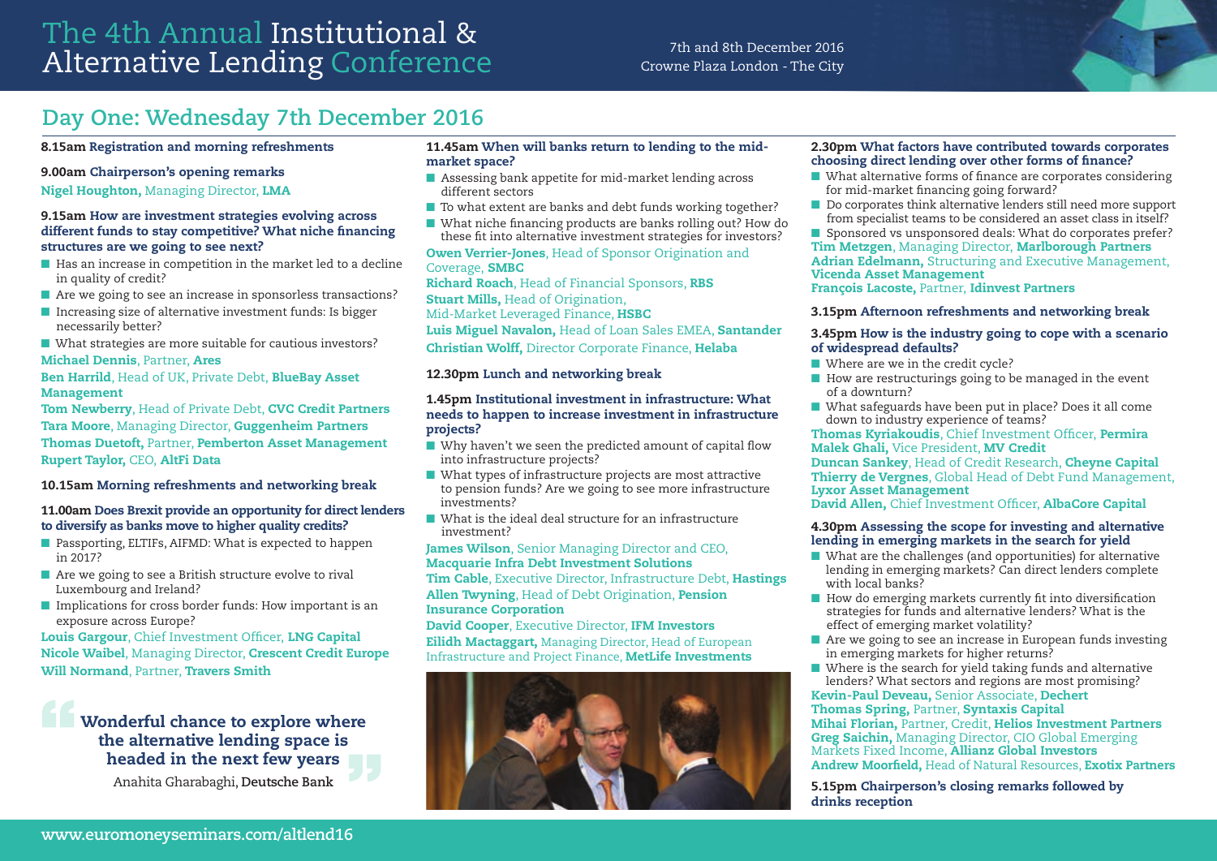# The 4th Annual Institutional & Alternative Lending Conference

7th and 8th December 2016
Crowne Plaza London - The City

## Day One: Wednesday 7th December 2016

**8.15am Registration and morning refreshments**

**9.00am Chairperson's opening remarks**

**Nigel Houghton,** Managing Director, **LMA**

**9.15am How are investment strategies evolving across different funds to stay competitive? What niche financing structures are we going to see next?**

- Has an increase in competition in the market led to a decline in quality of credit?
- Are we going to see an increase in sponsorless transactions?
- Increasing size of alternative investment funds: Is bigger necessarily better?
- What strategies are more suitable for cautious investors?

**Michael Dennis**, Partner, **Ares**
**Ben Harrild**, Head of UK, Private Debt, **BlueBay Asset Management**
**Tom Newberry**, Head of Private Debt, **CVC Credit Partners**
**Tara Moore**, Managing Director, **Guggenheim Partners**
**Thomas Duetoft,** Partner, **Pemberton Asset Management**
**Rupert Taylor,** CEO, **AltFi Data**

**10.15am Morning refreshments and networking break**

**11.00am Does Brexit provide an opportunity for direct lenders to diversify as banks move to higher quality credits?**

- Passporting, ELTIFs, AIFMD: What is expected to happen in 2017?
- Are we going to see a British structure evolve to rival Luxembourg and Ireland?
- Implications for cross border funds: How important is an exposure across Europe?

**Louis Gargour**, Chief Investment Officer, **LNG Capital**
**Nicole Waibel**, Managing Director, **Crescent Credit Europe**
**Will Normand**, Partner, **Travers Smith**

> **Wonderful chance to explore where the alternative lending space is headed in the next few years**
>
> Anahita Gharabaghi, **Deutsche Bank**

**11.45am When will banks return to lending to the mid-market space?**

- Assessing bank appetite for mid-market lending across different sectors
- To what extent are banks and debt funds working together?
- What niche financing products are banks rolling out? How do these fit into alternative investment strategies for investors?

**Owen Verrier-Jones**, Head of Sponsor Origination and Coverage, **SMBC**
**Richard Roach**, Head of Financial Sponsors, **RBS**
**Stuart Mills,** Head of Origination, Mid-Market Leveraged Finance, **HSBC**
**Luis Miguel Navalon,** Head of Loan Sales EMEA, **Santander**
**Christian Wolff,** Director Corporate Finance, **Helaba**

**12.30pm Lunch and networking break**

**1.45pm Institutional investment in infrastructure: What needs to happen to increase investment in infrastructure projects?**

- Why haven't we seen the predicted amount of capital flow into infrastructure projects?
- What types of infrastructure projects are most attractive to pension funds? Are we going to see more infrastructure investments?
- What is the ideal deal structure for an infrastructure investment?

**James Wilson**, Senior Managing Director and CEO, **Macquarie Infra Debt Investment Solutions**
**Tim Cable**, Executive Director, Infrastructure Debt, **Hastings**
**Allen Twyning**, Head of Debt Origination, **Pension Insurance Corporation**
**David Cooper**, Executive Director, **IFM Investors**
**Eilidh Mactaggart,** Managing Director, Head of European Infrastructure and Project Finance, **MetLife Investments**

**2.30pm What factors have contributed towards corporates choosing direct lending over other forms of finance?**

- What alternative forms of finance are corporates considering for mid-market financing going forward?
- Do corporates think alternative lenders still need more support from specialist teams to be considered an asset class in itself?
- Sponsored vs unsponsored deals: What do corporates prefer?

**Tim Metzgen**, Managing Director, **Marlborough Partners**
**Adrian Edelmann,** Structuring and Executive Management, **Vicenda Asset Management**
**François Lacoste,** Partner, **Idinvest Partners**

**3.15pm Afternoon refreshments and networking break**

**3.45pm How is the industry going to cope with a scenario of widespread defaults?**

- Where are we in the credit cycle?
- How are restructurings going to be managed in the event of a downturn?
- What safeguards have been put in place? Does it all come down to industry experience of teams?

**Thomas Kyriakoudis**, Chief Investment Officer, **Permira**
**Malek Ghali,** Vice President, **MV Credit**
**Duncan Sankey**, Head of Credit Research, **Cheyne Capital**
**Thierry de Vergnes**, Global Head of Debt Fund Management, **Lyxor Asset Management**
**David Allen,** Chief Investment Officer, **AlbaCore Capital**

**4.30pm Assessing the scope for investing and alternative lending in emerging markets in the search for yield**

- What are the challenges (and opportunities) for alternative lending in emerging markets? Can direct lenders complete with local banks?
- How do emerging markets currently fit into diversification strategies for funds and alternative lenders? What is the effect of emerging market volatility?
- Are we going to see an increase in European funds investing in emerging markets for higher returns?
- Where is the search for yield taking funds and alternative lenders? What sectors and regions are most promising?

**Kevin-Paul Deveau,** Senior Associate, **Dechert**
**Thomas Spring,** Partner, **Syntaxis Capital**
**Mihai Florian,** Partner, Credit, **Helios Investment Partners**
**Greg Saichin,** Managing Director, CIO Global Emerging Markets Fixed Income, **Allianz Global Investors**
**Andrew Moorfield,** Head of Natural Resources, **Exotix Partners**

**5.15pm Chairperson's closing remarks followed by drinks reception**

www.euromoneyseminars.com/altlend16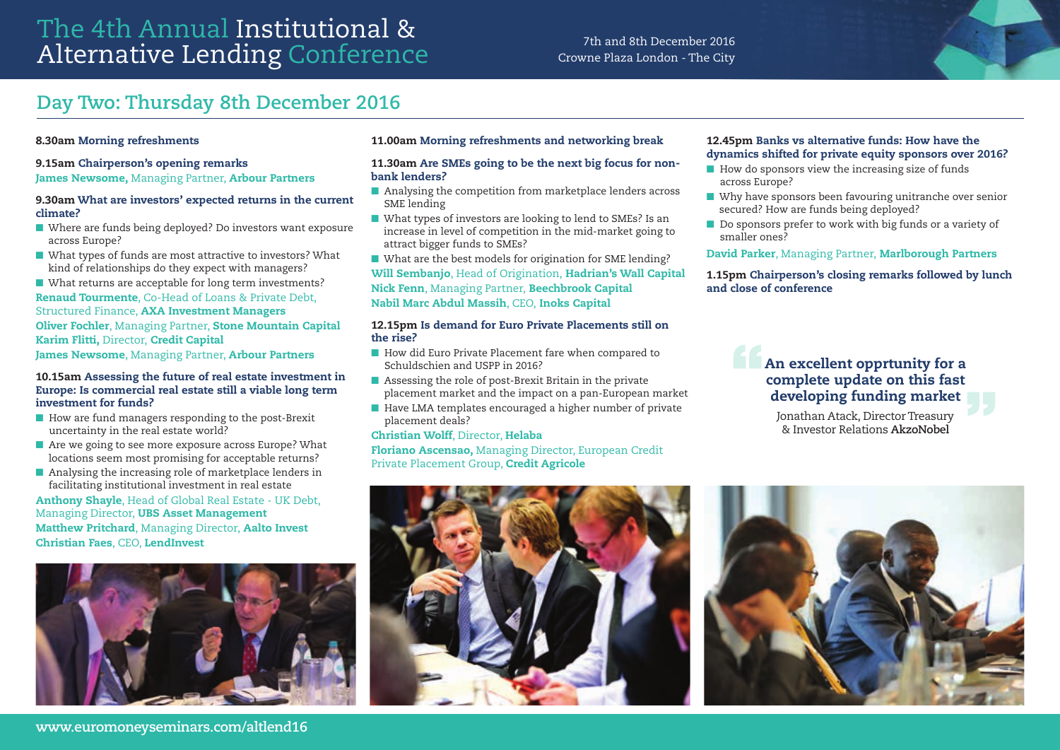# The 4th Annual Institutional & Alternative Lending Conference

7th and 8th December 2016
Crowne Plaza London - The City

## Day Two: Thursday 8th December 2016

**8.30am Morning refreshments**

**9.15am Chairperson's opening remarks**

**James Newsome,** Managing Partner, **Arbour Partners**

**9.30am What are investors' expected returns in the current climate?**

- Where are funds being deployed? Do investors want exposure across Europe?
- What types of funds are most attractive to investors? What kind of relationships do they expect with managers?
- What returns are acceptable for long term investments?

**Renaud Tourmente**, Co-Head of Loans & Private Debt, Structured Finance, **AXA Investment Managers**
**Oliver Fochler**, Managing Partner, **Stone Mountain Capital**
**Karim Flitti,** Director, **Credit Capital**
**James Newsome**, Managing Partner, **Arbour Partners**

**10.15am Assessing the future of real estate investment in Europe: Is commercial real estate still a viable long term investment for funds?**

- How are fund managers responding to the post-Brexit uncertainty in the real estate world?
- Are we going to see more exposure across Europe? What locations seem most promising for acceptable returns?
- Analysing the increasing role of marketplace lenders in facilitating institutional investment in real estate

**Anthony Shayle**, Head of Global Real Estate - UK Debt, Managing Director, **UBS Asset Management**
**Matthew Pritchard**, Managing Director, **Aalto Invest**
**Christian Faes**, CEO, **LendInvest**

**11.00am Morning refreshments and networking break**

**11.30am Are SMEs going to be the next big focus for non-bank lenders?**

- Analysing the competition from marketplace lenders across SME lending
- What types of investors are looking to lend to SMEs? Is an increase in level of competition in the mid-market going to attract bigger funds to SMEs?
- What are the best models for origination for SME lending?

**Will Sembanjo**, Head of Origination, **Hadrian's Wall Capital**
**Nick Fenn**, Managing Partner, **Beechbrook Capital**
**Nabil Marc Abdul Massih**, CEO, **Inoks Capital**

**12.15pm Is demand for Euro Private Placements still on the rise?**

- How did Euro Private Placement fare when compared to Schuldschien and USPP in 2016?
- Assessing the role of post-Brexit Britain in the private placement market and the impact on a pan-European market
- Have LMA templates encouraged a higher number of private placement deals?

**Christian Wolff**, Director, **Helaba**
**Floriano Ascensao,** Managing Director, European Credit Private Placement Group, **Credit Agricole**

**12.45pm Banks vs alternative funds: How have the dynamics shifted for private equity sponsors over 2016?**

- How do sponsors view the increasing size of funds across Europe?
- Why have sponsors been favouring unitranche over senior secured? How are funds being deployed?
- Do sponsors prefer to work with big funds or a variety of smaller ones?

**David Parker**, Managing Partner, **Marlborough Partners**

**1.15pm Chairperson's closing remarks followed by lunch and close of conference**

> **An excellent opprtunity for a complete update on this fast developing funding market**
>
> Jonathan Atack, Director Treasury & Investor Relations **AkzoNobel**

www.euromoneyseminars.com/altlend16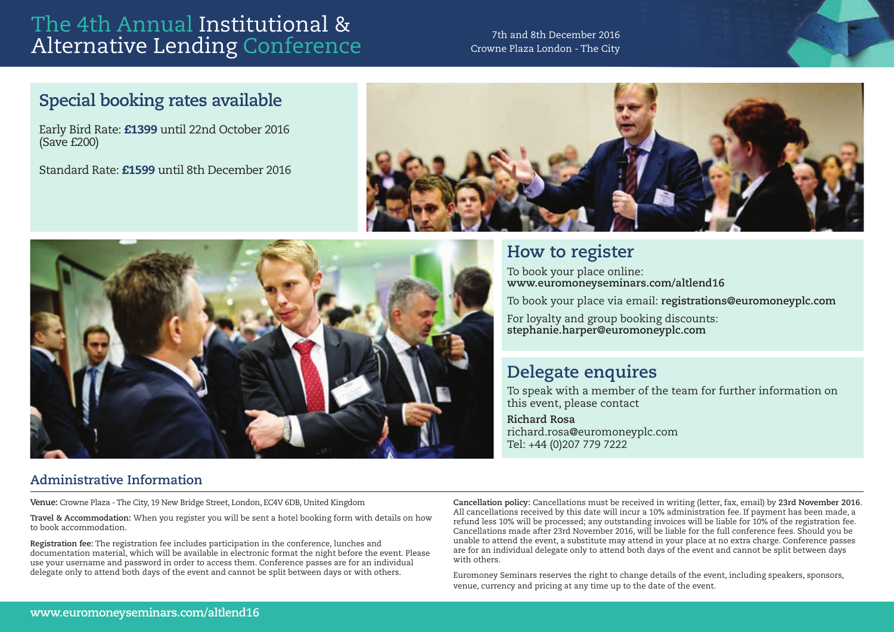# The 4th Annual Institutional & Alternative Lending Conference

7th and 8th December 2016
Crowne Plaza London - The City

## Special booking rates available

Early Bird Rate: **£1399** until 22nd October 2016 (Save £200)

Standard Rate: **£1599** until 8th December 2016

## How to register

To book your place online:
**www.euromoneyseminars.com/altlend16**

To book your place via email: **registrations@euromoneyplc.com**

For loyalty and group booking discounts:
**stephanie.harper@euromoneyplc.com**

## Delegate enquires

To speak with a member of the team for further information on this event, please contact

**Richard Rosa**
richard.rosa@euromoneyplc.com
Tel: +44 (0)207 779 7222

## Administrative Information

**Venue:** Crowne Plaza - The City, 19 New Bridge Street, London, EC4V 6DB, United Kingdom

**Travel & Accommodation:** When you register you will be sent a hotel booking form with details on how to book accommodation.

**Registration fee:** The registration fee includes participation in the conference, lunches and documentation material, which will be available in electronic format the night before the event. Please use your username and password in order to access them. Conference passes are for an individual delegate only to attend both days of the event and cannot be split between days or with others.

**Cancellation policy:** Cancellations must be received in writing (letter, fax, email) by **23rd November 2016**. All cancellations received by this date will incur a 10% administration fee. If payment has been made, a refund less 10% will be processed; any outstanding invoices will be liable for 10% of the registration fee. Cancellations made after 23rd November 2016, will be liable for the full conference fees. Should you be unable to attend the event, a substitute may attend in your place at no extra charge. Conference passes are for an individual delegate only to attend both days of the event and cannot be split between days with others.

Euromoney Seminars reserves the right to change details of the event, including speakers, sponsors, venue, currency and pricing at any time up to the date of the event.

**www.euromoneyseminars.com/altlend16**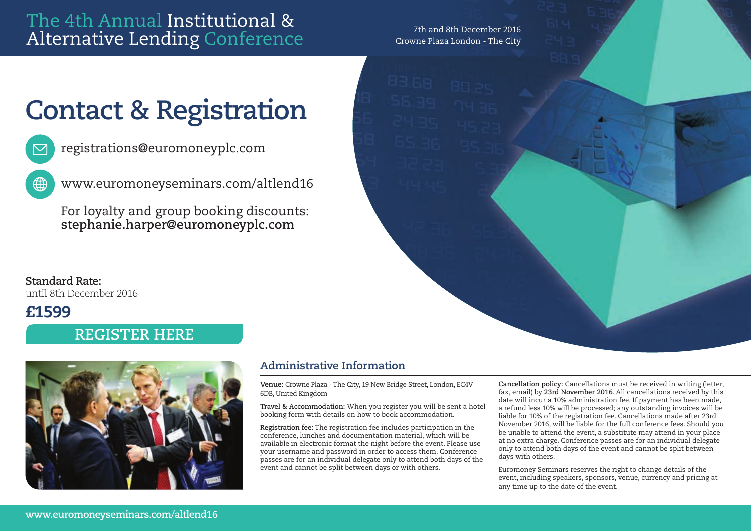The 4th Annual Institutional & Alternative Lending Conference

7th and 8th December 2016
Crowne Plaza London - The City

# Contact & Registration

registrations@euromoneyplc.com

www.euromoneyseminars.com/altlend16

For loyalty and group booking discounts:
**stephanie.harper@euromoneyplc.com**

**Standard Rate:**
until 8th December 2016

**£1599**

**REGISTER HERE**

## Administrative Information

**Venue:** Crowne Plaza - The City, 19 New Bridge Street, London, EC4V 6DB, United Kingdom

**Travel & Accommodation:** When you register you will be sent a hotel booking form with details on how to book accommodation.

**Registration fee:** The registration fee includes participation in the conference, lunches and documentation material, which will be available in electronic format the night before the event. Please use your username and password in order to access them. Conference passes are for an individual delegate only to attend both days of the event and cannot be split between days or with others.

**Cancellation policy:** Cancellations must be received in writing (letter, fax, email) by **23rd November 2016**. All cancellations received by this date will incur a 10% administration fee. If payment has been made, a refund less 10% will be processed; any outstanding invoices will be liable for 10% of the registration fee. Cancellations made after 23rd November 2016, will be liable for the full conference fees. Should you be unable to attend the event, a substitute may attend in your place at no extra charge. Conference passes are for an individual delegate only to attend both days of the event and cannot be split between days with others.

Euromoney Seminars reserves the right to change details of the event, including speakers, sponsors, venue, currency and pricing at any time up to the date of the event.